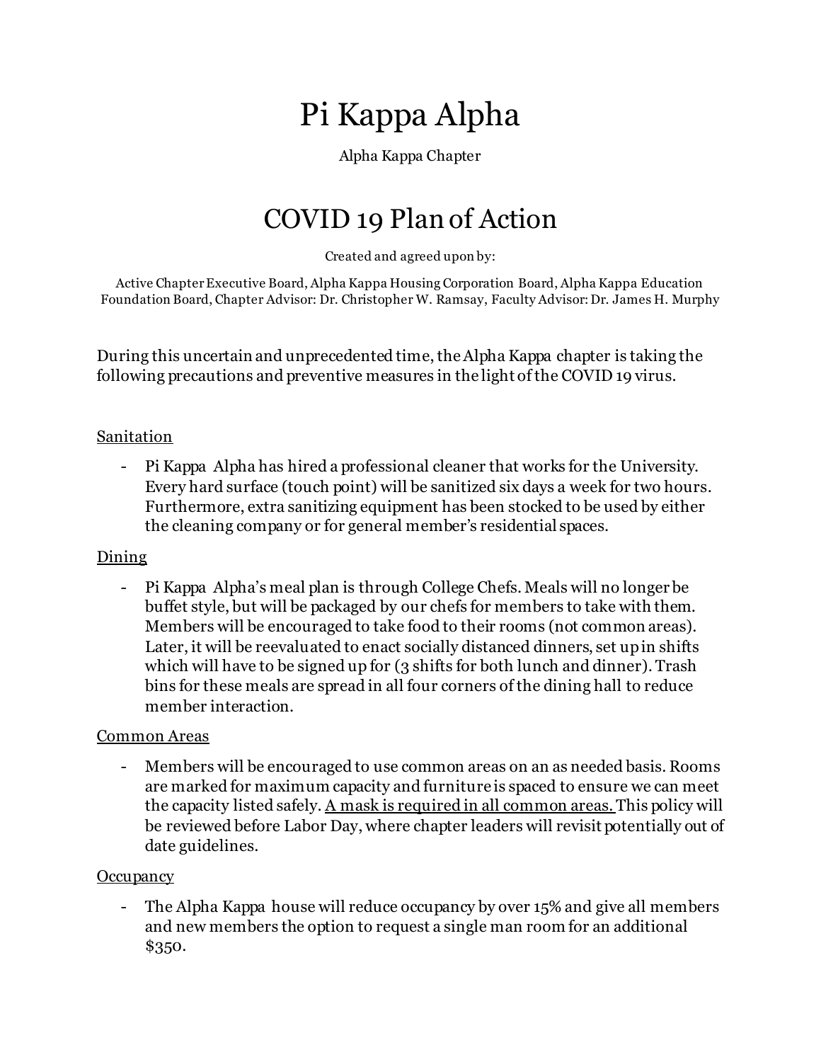# Pi Kappa Alpha

Alpha Kappa Chapter

# COVID 19 Plan of Action

Created and agreed upon by:

Active Chapter Executive Board, Alpha Kappa Housing Corporation Board, Alpha Kappa Education Foundation Board, Chapter Advisor: Dr. Christopher W. Ramsay, Faculty Advisor: Dr. James H. Murphy

During this uncertain and unprecedented time, the Alpha Kappa chapter is taking the following precautions and preventive measures in the light of the COVID 19 virus.

<u>Sanitation</u>

- Pi Kappa Alpha has hired a professional cleaner that works for the University. Every hard surface (touch point) will be sanitized six days a week for two hours. Furthermore, extra sanitizing equipment has been stocked to be used by either the cleaning company or for general member's residential spaces.

<u>Dining</u>

- Pi Kappa Alpha's meal plan is through College Chefs. Meals will no longer be buffet style, but will be packaged by our chefs for members to take with them. Members will be encouraged to take food to their rooms (not common areas). Later, it will be reevaluated to enact socially distanced dinners, set up in shifts which will have to be signed up for (3 shifts for both lunch and dinner). Trash bins for these meals are spread in all four corners of the dining hall to reduce member interaction.

<u>Common Areas</u>

- Members will be encouraged to use common areas on an as needed basis. Rooms are marked for maximum capacity and furniture is spaced to ensure we can meet the capacity listed safely. <u>A mask is required in all common areas.</u> This policy will be reviewed before Labor Day, where chapter leaders will revisit potentially out of date guidelines.

<u>Occupancy</u>

- The Alpha Kappa house will reduce occupancy by over 15% and give all members and new members the option to request a single man room for an additional $350.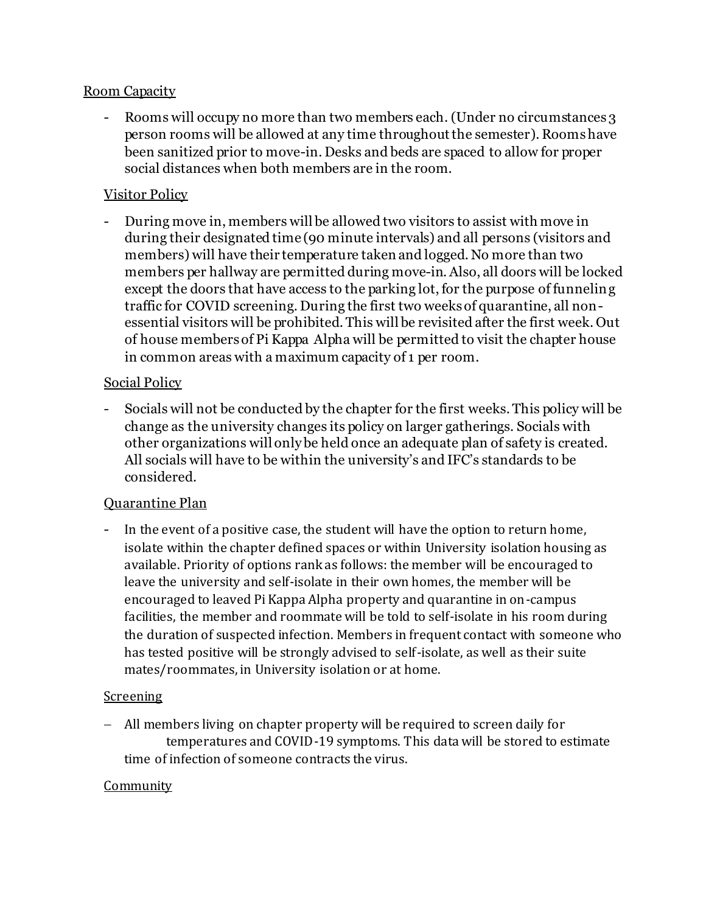Room Capacity

- Rooms will occupy no more than two members each. (Under no circumstances 3 person rooms will be allowed at any time throughout the semester). Rooms have been sanitized prior to move-in. Desks and beds are spaced to allow for proper social distances when both members are in the room.

Visitor Policy

- During move in, members will be allowed two visitors to assist with move in during their designated time (90 minute intervals) and all persons (visitors and members) will have their temperature taken and logged. No more than two members per hallway are permitted during move-in. Also, all doors will be locked except the doors that have access to the parking lot, for the purpose of funneling traffic for COVID screening. During the first two weeks of quarantine, all non-essential visitors will be prohibited. This will be revisited after the first week. Out of house members of Pi Kappa Alpha will be permitted to visit the chapter house in common areas with a maximum capacity of 1 per room.

Social Policy

- Socials will not be conducted by the chapter for the first weeks. This policy will be change as the university changes its policy on larger gatherings. Socials with other organizations will only be held once an adequate plan of safety is created. All socials will have to be within the university's and IFC's standards to be considered.

Quarantine Plan

- In the event of a positive case, the student will have the option to return home, isolate within the chapter defined spaces or within University isolation housing as available. Priority of options rank as follows: the member will be encouraged to leave the university and self-isolate in their own homes, the member will be encouraged to leaved Pi Kappa Alpha property and quarantine in on-campus facilities, the member and roommate will be told to self-isolate in his room during the duration of suspected infection. Members in frequent contact with someone who has tested positive will be strongly advised to self-isolate, as well as their suite mates/roommates, in University isolation or at home.

Screening

- All members living on chapter property will be required to screen daily for temperatures and COVID-19 symptoms. This data will be stored to estimate time of infection of someone contracts the virus.

Community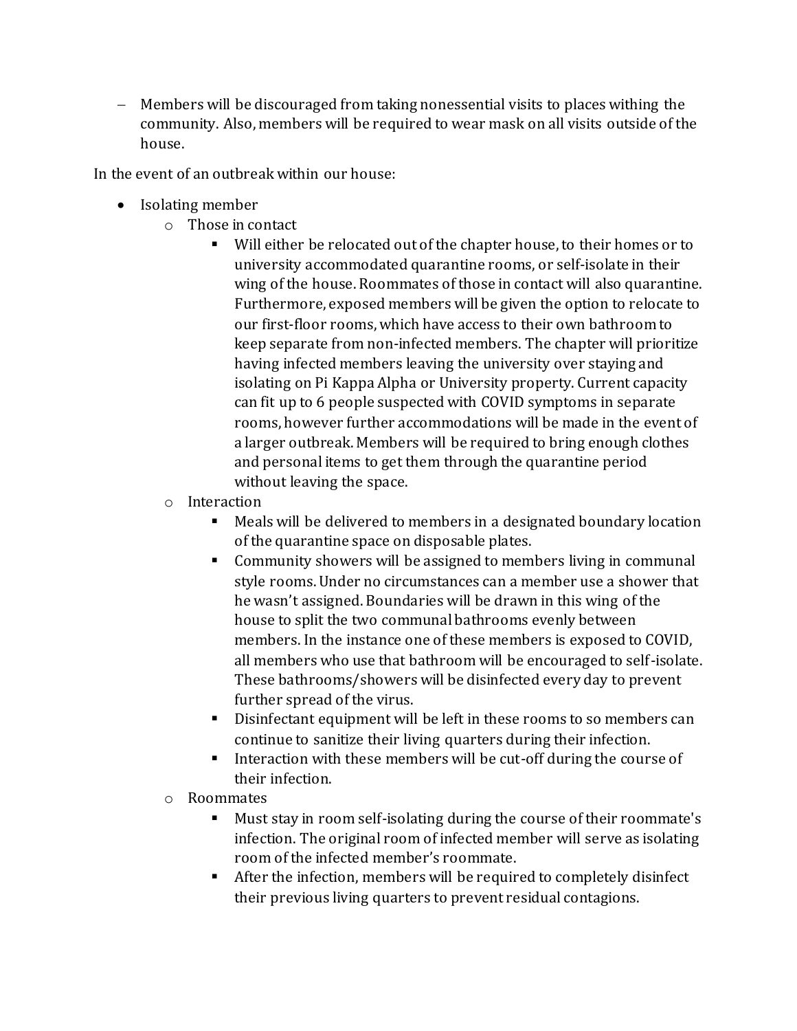- Members will be discouraged from taking nonessential visits to places withing the community. Also, members will be required to wear mask on all visits outside of the house.

In the event of an outbreak within our house:

- Isolating member
  - Those in contact
    - Will either be relocated out of the chapter house, to their homes or to university accommodated quarantine rooms, or self-isolate in their wing of the house. Roommates of those in contact will also quarantine. Furthermore, exposed members will be given the option to relocate to our first-floor rooms, which have access to their own bathroom to keep separate from non-infected members. The chapter will prioritize having infected members leaving the university over staying and isolating on Pi Kappa Alpha or University property. Current capacity can fit up to 6 people suspected with COVID symptoms in separate rooms, however further accommodations will be made in the event of a larger outbreak. Members will be required to bring enough clothes and personal items to get them through the quarantine period without leaving the space.
  - Interaction
    - Meals will be delivered to members in a designated boundary location of the quarantine space on disposable plates.
    - Community showers will be assigned to members living in communal style rooms. Under no circumstances can a member use a shower that he wasn't assigned. Boundaries will be drawn in this wing of the house to split the two communal bathrooms evenly between members. In the instance one of these members is exposed to COVID, all members who use that bathroom will be encouraged to self-isolate. These bathrooms/showers will be disinfected every day to prevent further spread of the virus.
    - Disinfectant equipment will be left in these rooms to so members can continue to sanitize their living quarters during their infection.
    - Interaction with these members will be cut-off during the course of their infection.
  - Roommates
    - Must stay in room self-isolating during the course of their roommate's infection. The original room of infected member will serve as isolating room of the infected member's roommate.
    - After the infection, members will be required to completely disinfect their previous living quarters to prevent residual contagions.